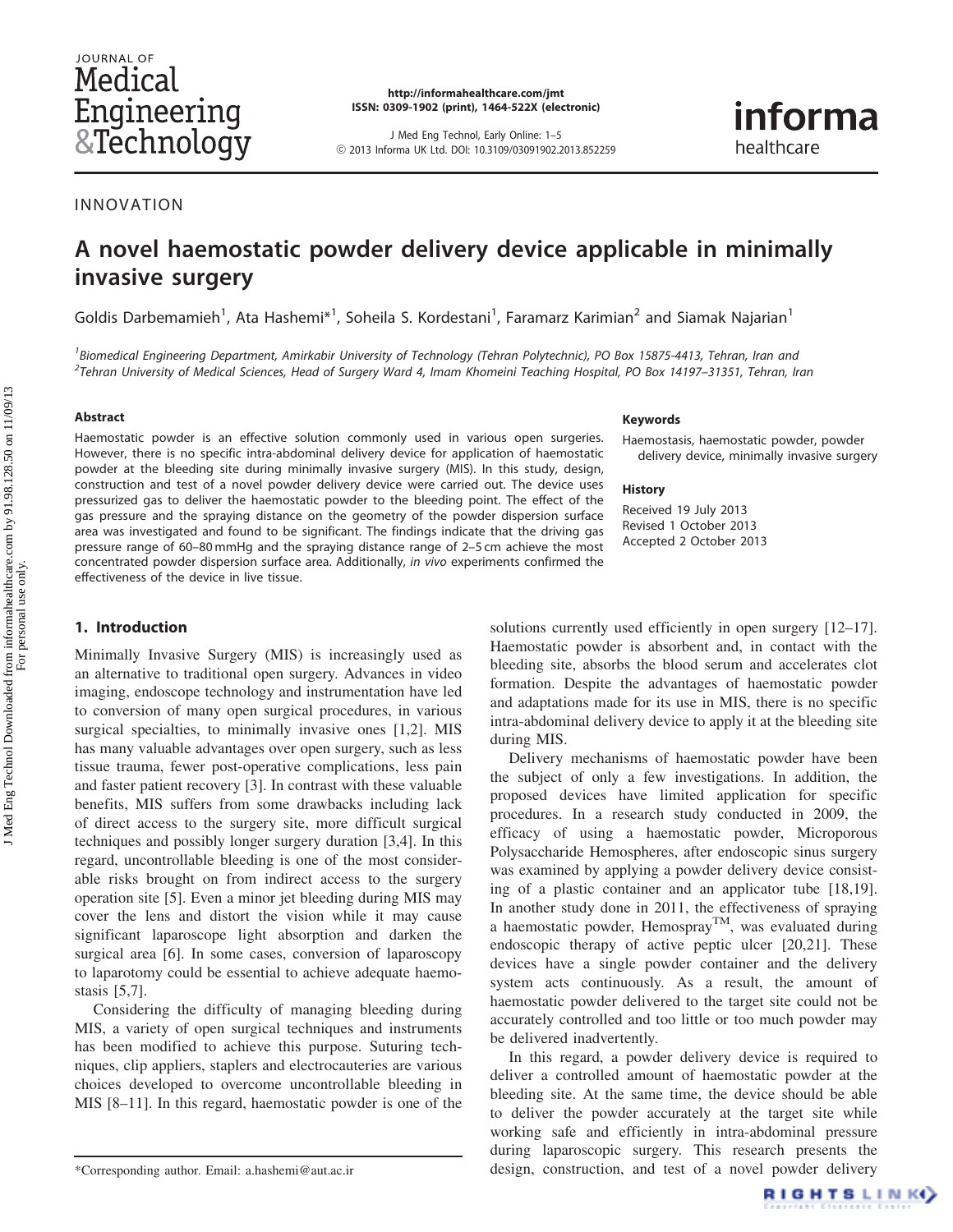INNOVATION

# A novel haemostatic powder delivery device applicable in minimally invasive surgery

Goldis Darbemamieh[1], Ata Hashemi*[1], Soheila S. Kordestani[1], Faramarz Karimian[2] and Siamak Najarian[1]

[1]*Biomedical Engineering Department, Amirkabir University of Technology (Tehran Polytechnic), PO Box 15875-4413, Tehran, Iran and* [2]*Tehran University of Medical Sciences, Head of Surgery Ward 4, Imam Khomeini Teaching Hospital, PO Box 14197–31351, Tehran, Iran*

### Abstract

Haemostatic powder is an effective solution commonly used in various open surgeries. However, there is no specific intra-abdominal delivery device for application of haemostatic powder at the bleeding site during minimally invasive surgery (MIS). In this study, design, construction and test of a novel powder delivery device were carried out. The device uses pressurized gas to deliver the haemostatic powder to the bleeding point. The effect of the gas pressure and the spraying distance on the geometry of the powder dispersion surface area was investigated and found to be significant. The findings indicate that the driving gas pressure range of 60–80 mmHg and the spraying distance range of 2–5 cm achieve the most concentrated powder dispersion surface area. Additionally, *in vivo* experiments confirmed the effectiveness of the device in live tissue.

### Keywords

Haemostasis, haemostatic powder, powder delivery device, minimally invasive surgery

### History

Received 19 July 2013
Revised 1 October 2013
Accepted 2 October 2013

## 1. Introduction

Minimally Invasive Surgery (MIS) is increasingly used as an alternative to traditional open surgery. Advances in video imaging, endoscope technology and instrumentation have led to conversion of many open surgical procedures, in various surgical specialties, to minimally invasive ones [1,2]. MIS has many valuable advantages over open surgery, such as less tissue trauma, fewer post-operative complications, less pain and faster patient recovery [3]. In contrast with these valuable benefits, MIS suffers from some drawbacks including lack of direct access to the surgery site, more difficult surgical techniques and possibly longer surgery duration [3,4]. In this regard, uncontrollable bleeding is one of the most considerable risks brought on from indirect access to the surgery operation site [5]. Even a minor jet bleeding during MIS may cover the lens and distort the vision while it may cause significant laparoscope light absorption and darken the surgical area [6]. In some cases, conversion of laparoscopy to laparotomy could be essential to achieve adequate haemostasis [5,7].

Considering the difficulty of managing bleeding during MIS, a variety of open surgical techniques and instruments has been modified to achieve this purpose. Suturing techniques, clip appliers, staplers and electrocauteries are various choices developed to overcome uncontrollable bleeding in MIS [8–11]. In this regard, haemostatic powder is one of the solutions currently used efficiently in open surgery [12–17]. Haemostatic powder is absorbent and, in contact with the bleeding site, absorbs the blood serum and accelerates clot formation. Despite the advantages of haemostatic powder and adaptations made for its use in MIS, there is no specific intra-abdominal delivery device to apply it at the bleeding site during MIS.

Delivery mechanisms of haemostatic powder have been the subject of only a few investigations. In addition, the proposed devices have limited application for specific procedures. In a research study conducted in 2009, the efficacy of using a haemostatic powder, Microporous Polysaccharide Hemospheres, after endoscopic sinus surgery was examined by applying a powder delivery device consisting of a plastic container and an applicator tube [18,19]. In another study done in 2011, the effectiveness of spraying a haemostatic powder, Hemospray™, was evaluated during endoscopic therapy of active peptic ulcer [20,21]. These devices have a single powder container and the delivery system acts continuously. As a result, the amount of haemostatic powder delivered to the target site could not be accurately controlled and too little or too much powder may be delivered inadvertently.

In this regard, a powder delivery device is required to deliver a controlled amount of haemostatic powder at the bleeding site. At the same time, the device should be able to deliver the powder accurately at the target site while working safe and efficiently in intra-abdominal pressure during laparoscopic surgery. This research presents the design, construction, and test of a novel powder delivery

*Corresponding author. Email: a.hashemi@aut.ac.ir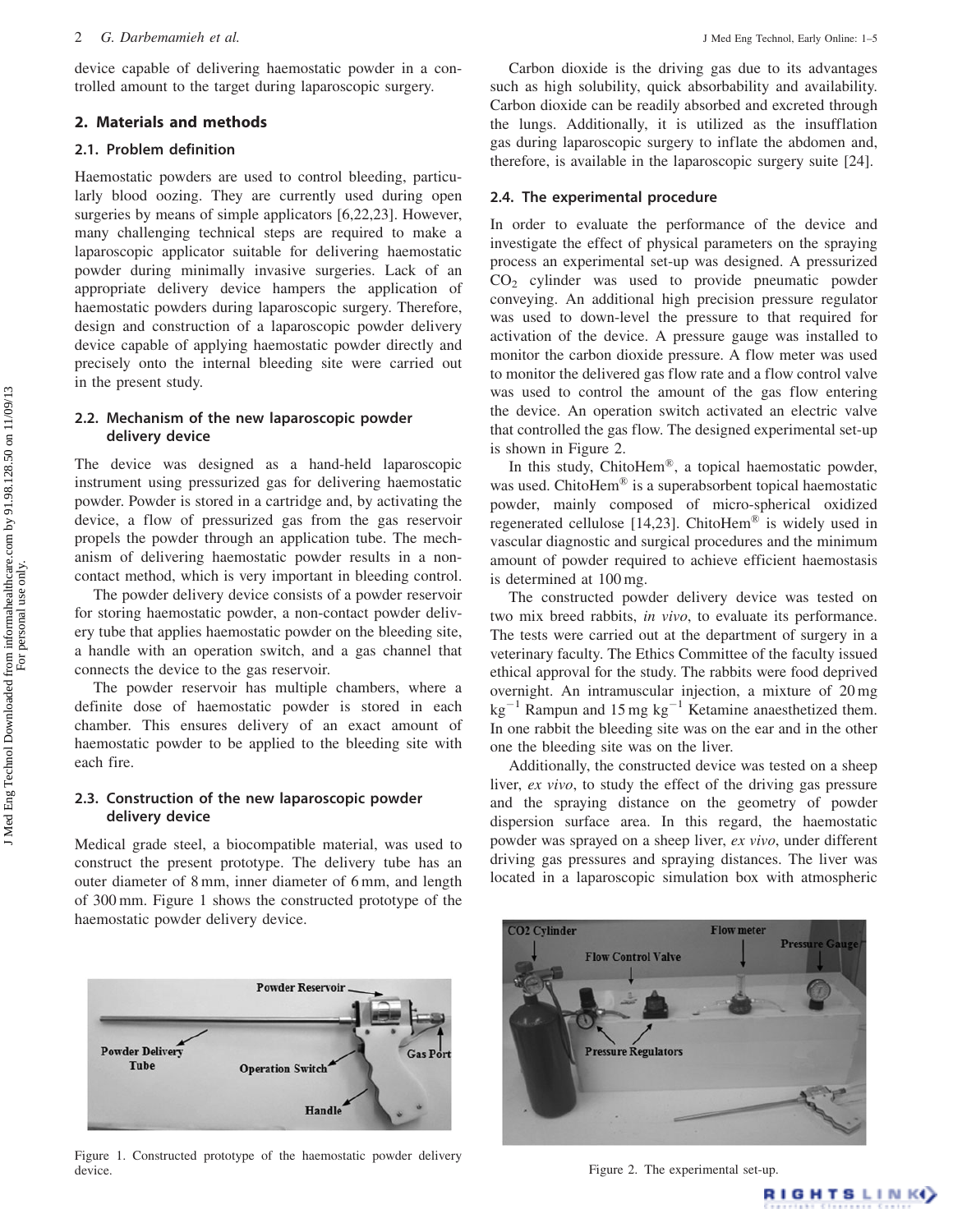device capable of delivering haemostatic powder in a controlled amount to the target during laparoscopic surgery.

## 2. Materials and methods

### 2.1. Problem definition

Haemostatic powders are used to control bleeding, particularly blood oozing. They are currently used during open surgeries by means of simple applicators [6,22,23]. However, many challenging technical steps are required to make a laparoscopic applicator suitable for delivering haemostatic powder during minimally invasive surgeries. Lack of an appropriate delivery device hampers the application of haemostatic powders during laparoscopic surgery. Therefore, design and construction of a laparoscopic powder delivery device capable of applying haemostatic powder directly and precisely onto the internal bleeding site were carried out in the present study.

### 2.2. Mechanism of the new laparoscopic powder delivery device

The device was designed as a hand-held laparoscopic instrument using pressurized gas for delivering haemostatic powder. Powder is stored in a cartridge and, by activating the device, a flow of pressurized gas from the gas reservoir propels the powder through an application tube. The mechanism of delivering haemostatic powder results in a non-contact method, which is very important in bleeding control.

The powder delivery device consists of a powder reservoir for storing haemostatic powder, a non-contact powder delivery tube that applies haemostatic powder on the bleeding site, a handle with an operation switch, and a gas channel that connects the device to the gas reservoir.

The powder reservoir has multiple chambers, where a definite dose of haemostatic powder is stored in each chamber. This ensures delivery of an exact amount of haemostatic powder to be applied to the bleeding site with each fire.

### 2.3. Construction of the new laparoscopic powder delivery device

Medical grade steel, a biocompatible material, was used to construct the present prototype. The delivery tube has an outer diameter of 8 mm, inner diameter of 6 mm, and length of 300 mm. Figure 1 shows the constructed prototype of the haemostatic powder delivery device.

Powder Reservoir
Powder Delivery Tube
Operation Switch
Gas Port
Handle

Figure 1. Constructed prototype of the haemostatic powder delivery device.

Carbon dioxide is the driving gas due to its advantages such as high solubility, quick absorbability and availability. Carbon dioxide can be readily absorbed and excreted through the lungs. Additionally, it is utilized as the insufflation gas during laparoscopic surgery to inflate the abdomen and, therefore, is available in the laparoscopic surgery suite [24].

### 2.4. The experimental procedure

In order to evaluate the performance of the device and investigate the effect of physical parameters on the spraying process an experimental set-up was designed. A pressurized $CO_2$ cylinder was used to provide pneumatic powder conveying. An additional high precision pressure regulator was used to down-level the pressure to that required for activation of the device. A pressure gauge was installed to monitor the carbon dioxide pressure. A flow meter was used to monitor the delivered gas flow rate and a flow control valve was used to control the amount of the gas flow entering the device. An operation switch activated an electric valve that controlled the gas flow. The designed experimental set-up is shown in Figure 2.

In this study, ChitoHem®, a topical haemostatic powder, was used. ChitoHem® is a superabsorbent topical haemostatic powder, mainly composed of micro-spherical oxidized regenerated cellulose [14,23]. ChitoHem® is widely used in vascular diagnostic and surgical procedures and the minimum amount of powder required to achieve efficient haemostasis is determined at 100 mg.

The constructed powder delivery device was tested on two mix breed rabbits, *in vivo*, to evaluate its performance. The tests were carried out at the department of surgery in a veterinary faculty. The Ethics Committee of the faculty issued ethical approval for the study. The rabbits were food deprived overnight. An intramuscular injection, a mixture of 20 mg $kg^{-1}$ Rampun and 15 mg $kg^{-1}$ Ketamine anaesthetized them. In one rabbit the bleeding site was on the ear and in the other one the bleeding site was on the liver.

Additionally, the constructed device was tested on a sheep liver, *ex vivo*, to study the effect of the driving gas pressure and the spraying distance on the geometry of powder dispersion surface area. In this regard, the haemostatic powder was sprayed on a sheep liver, *ex vivo*, under different driving gas pressures and spraying distances. The liver was located in a laparoscopic simulation box with atmospheric

CO2 Cylinder
Flow Control Valve
Flow meter
Pressure Gauge
Pressure Regulators

Figure 2. The experimental set-up.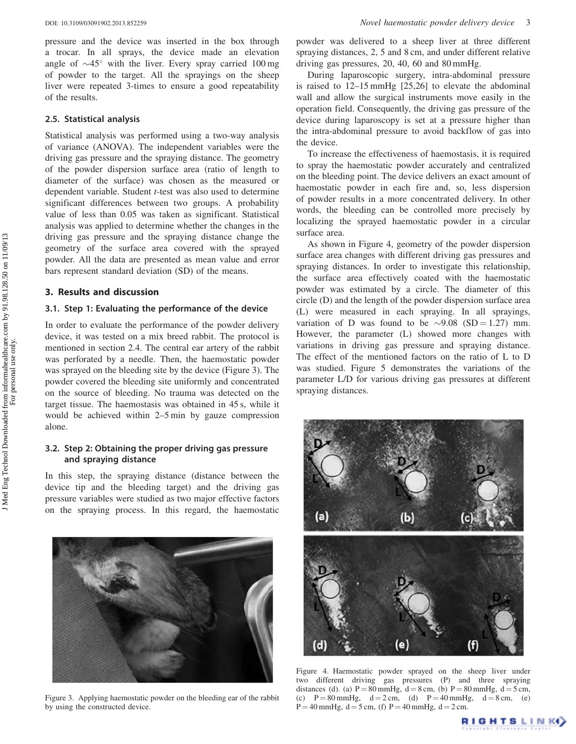pressure and the device was inserted in the box through a trocar. In all sprays, the device made an elevation angle of ~45° with the liver. Every spray carried 100 mg of powder to the target. All the sprayings on the sheep liver were repeated 3-times to ensure a good repeatability of the results.

### 2.5. Statistical analysis

Statistical analysis was performed using a two-way analysis of variance (ANOVA). The independent variables were the driving gas pressure and the spraying distance. The geometry of the powder dispersion surface area (ratio of length to diameter of the surface) was chosen as the measured or dependent variable. Student *t*-test was also used to determine significant differences between two groups. A probability value of less than 0.05 was taken as significant. Statistical analysis was applied to determine whether the changes in the driving gas pressure and the spraying distance change the geometry of the surface area covered with the sprayed powder. All the data are presented as mean value and error bars represent standard deviation (SD) of the means.

## 3. Results and discussion

### 3.1. Step 1: Evaluating the performance of the device

In order to evaluate the performance of the powder delivery device, it was tested on a mix breed rabbit. The protocol is mentioned in section 2.4. The central ear artery of the rabbit was perforated by a needle. Then, the haemostatic powder was sprayed on the bleeding site by the device (Figure 3). The powder covered the bleeding site uniformly and concentrated on the source of bleeding. No trauma was detected on the target tissue. The haemostasis was obtained in 45 s, while it would be achieved within 2–5 min by gauze compression alone.

### 3.2. Step 2: Obtaining the proper driving gas pressure and spraying distance

In this step, the spraying distance (distance between the device tip and the bleeding target) and the driving gas pressure variables were studied as two major effective factors on the spraying process. In this regard, the haemostatic powder was delivered to a sheep liver at three different spraying distances, 2, 5 and 8 cm, and under different relative driving gas pressures, 20, 40, 60 and 80 mmHg.

Figure 3. Applying haemostatic powder on the bleeding ear of the rabbit by using the constructed device.

During laparoscopic surgery, intra-abdominal pressure is raised to 12–15 mmHg [25,26] to elevate the abdominal wall and allow the surgical instruments move easily in the operation field. Consequently, the driving gas pressure of the device during laparoscopy is set at a pressure higher than the intra-abdominal pressure to avoid backflow of gas into the device.

To increase the effectiveness of haemostasis, it is required to spray the haemostatic powder accurately and centralized on the bleeding point. The device delivers an exact amount of haemostatic powder in each fire and, so, less dispersion of powder results in a more concentrated delivery. In other words, the bleeding can be controlled more precisely by localizing the sprayed haemostatic powder in a circular surface area.

As shown in Figure 4, geometry of the powder dispersion surface area changes with different driving gas pressures and spraying distances. In order to investigate this relationship, the surface area effectively coated with the haemostatic powder was estimated by a circle. The diameter of this circle (D) and the length of the powder dispersion surface area (L) were measured in each spraying. In all sprayings, variation of D was found to be ~9.08 (SD = 1.27) mm. However, the parameter (L) showed more changes with variations in driving gas pressure and spraying distance. The effect of the mentioned factors on the ratio of L to D was studied. Figure 5 demonstrates the variations of the parameter L/D for various driving gas pressures at different spraying distances.

Figure 4. Haemostatic powder sprayed on the sheep liver under two different driving gas pressures (P) and three spraying distances (d). (a) P = 80 mmHg, d = 8 cm, (b) P = 80 mmHg, d = 5 cm, (c) P = 80 mmHg, d = 2 cm, (d) P = 40 mmHg, d = 8 cm, (e) P = 40 mmHg, d = 5 cm, (f) P = 40 mmHg, d = 2 cm.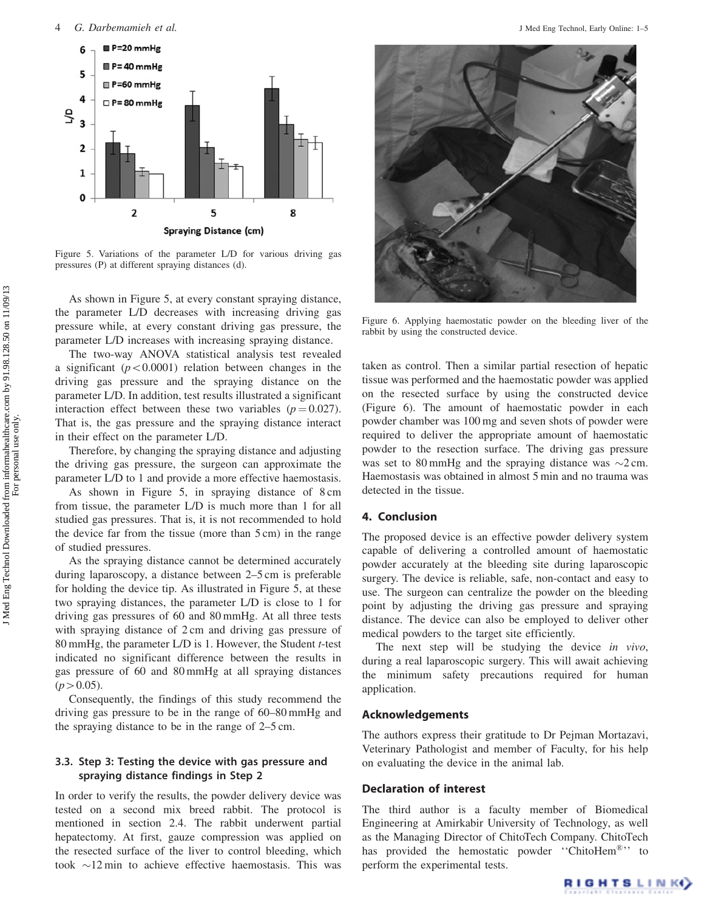6
5
4
3
2
1
0

L/D

P=20 mmHg
P=40 mmHg
P=60 mmHg
P=80 mmHg

2
5
8

Spraying Distance (cm)

Figure 5. Variations of the parameter L/D for various driving gas pressures (P) at different spraying distances (d).

As shown in Figure 5, at every constant spraying distance, the parameter L/D decreases with increasing driving gas pressure while, at every constant driving gas pressure, the parameter L/D increases with increasing spraying distance.

The two-way ANOVA statistical analysis test revealed a significant ($p < 0.0001$) relation between changes in the driving gas pressure and the spraying distance on the parameter L/D. In addition, test results illustrated a significant interaction effect between these two variables ($p = 0.027$). That is, the gas pressure and the spraying distance interact in their effect on the parameter L/D.

Therefore, by changing the spraying distance and adjusting the driving gas pressure, the surgeon can approximate the parameter L/D to 1 and provide a more effective haemostasis.

As shown in Figure 5, in spraying distance of 8 cm from tissue, the parameter L/D is much more than 1 for all studied gas pressures. That is, it is not recommended to hold the device far from the tissue (more than 5 cm) in the range of studied pressures.

As the spraying distance cannot be determined accurately during laparoscopy, a distance between 2–5 cm is preferable for holding the device tip. As illustrated in Figure 5, at these two spraying distances, the parameter L/D is close to 1 for driving gas pressures of 60 and 80 mmHg. At all three tests with spraying distance of 2 cm and driving gas pressure of 80 mmHg, the parameter L/D is 1. However, the Student *t*-test indicated no significant difference between the results in gas pressure of 60 and 80 mmHg at all spraying distances ($p > 0.05$).

Consequently, the findings of this study recommend the driving gas pressure to be in the range of 60–80 mmHg and the spraying distance to be in the range of 2–5 cm.

### 3.3. Step 3: Testing the device with gas pressure and spraying distance findings in Step 2

In order to verify the results, the powder delivery device was tested on a second mix breed rabbit. The protocol is mentioned in section 2.4. The rabbit underwent partial hepatectomy. At first, gauze compression was applied on the resected surface of the liver to control bleeding, which took ~12 min to achieve effective haemostasis. This was taken as control. Then a similar partial resection of hepatic tissue was performed and the haemostatic powder was applied on the resected surface by using the constructed device (Figure 6). The amount of haemostatic powder in each powder chamber was 100 mg and seven shots of powder were required to deliver the appropriate amount of haemostatic powder to the resection surface. The driving gas pressure was set to 80 mmHg and the spraying distance was ~2 cm. Haemostasis was obtained in almost 5 min and no trauma was detected in the tissue.

Figure 6. Applying haemostatic powder on the bleeding liver of the rabbit by using the constructed device.

## 4. Conclusion

The proposed device is an effective powder delivery system capable of delivering a controlled amount of haemostatic powder accurately at the bleeding site during laparoscopic surgery. The device is reliable, safe, non-contact and easy to use. The surgeon can centralize the powder on the bleeding point by adjusting the driving gas pressure and spraying distance. The device can also be employed to deliver other medical powders to the target site efficiently.

The next step will be studying the device *in vivo*, during a real laparoscopic surgery. This will await achieving the minimum safety precautions required for human application.

## Acknowledgements

The authors express their gratitude to Dr Pejman Mortazavi, Veterinary Pathologist and member of Faculty, for his help on evaluating the device in the animal lab.

## Declaration of interest

The third author is a faculty member of Biomedical Engineering at Amirkabir University of Technology, as well as the Managing Director of ChitoTech Company. ChitoTech has provided the hemostatic powder ''ChitoHem®'' to perform the experimental tests.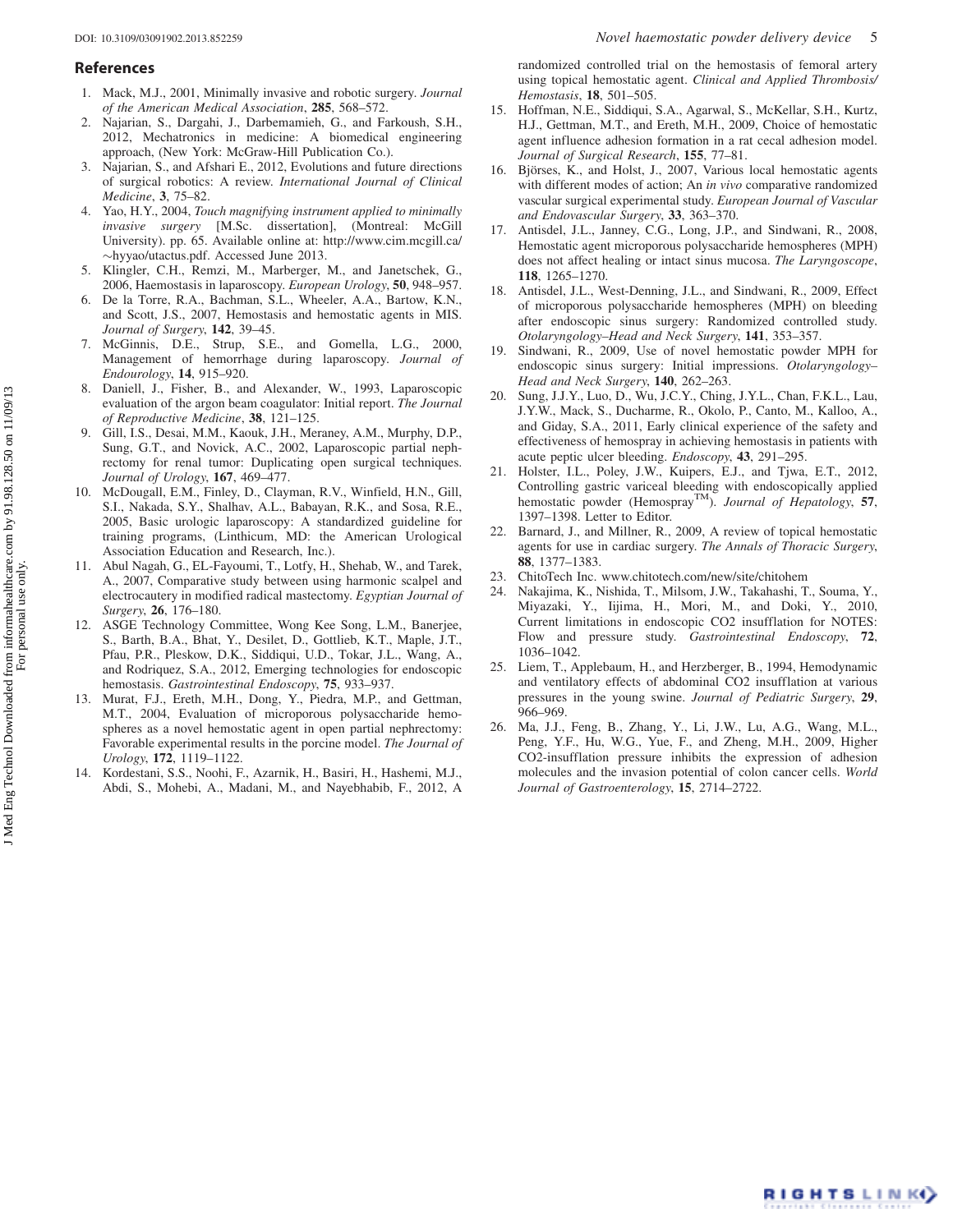## References

1. Mack, M.J., 2001, Minimally invasive and robotic surgery. *Journal of the American Medical Association*, **285**, 568–572.
2. Najarian, S., Dargahi, J., Darbemamieh, G., and Farkoush, S.H., 2012, Mechatronics in medicine: A biomedical engineering approach, (New York: McGraw-Hill Publication Co.).
3. Najarian, S., and Afshari E., 2012, Evolutions and future directions of surgical robotics: A review. *International Journal of Clinical Medicine*, **3**, 75–82.
4. Yao, H.Y., 2004, *Touch magnifying instrument applied to minimally invasive surgery* [M.Sc. dissertation], (Montreal: McGill University). pp. 65. Available online at: http://www.cim.mcgill.ca/~hyyao/utactus.pdf. Accessed June 2013.
5. Klingler, C.H., Remzi, M., Marberger, M., and Janetschek, G., 2006, Haemostasis in laparoscopy. *European Urology*, **50**, 948–957.
6. De la Torre, R.A., Bachman, S.L., Wheeler, A.A., Bartow, K.N., and Scott, J.S., 2007, Hemostasis and hemostatic agents in MIS. *Journal of Surgery*, **142**, 39–45.
7. McGinnis, D.E., Strup, S.E., and Gomella, L.G., 2000, Management of hemorrhage during laparoscopy. *Journal of Endourology*, **14**, 915–920.
8. Daniell, J., Fisher, B., and Alexander, W., 1993, Laparoscopic evaluation of the argon beam coagulator: Initial report. *The Journal of Reproductive Medicine*, **38**, 121–125.
9. Gill, I.S., Desai, M.M., Kaouk, J.H., Meraney, A.M., Murphy, D.P., Sung, G.T., and Novick, A.C., 2002, Laparoscopic partial nephrectomy for renal tumor: Duplicating open surgical techniques. *Journal of Urology*, **167**, 469–477.
10. McDougall, E.M., Finley, D., Clayman, R.V., Winfield, H.N., Gill, S.I., Nakada, S.Y., Shalhav, A.L., Babayan, R.K., and Sosa, R.E., 2005, Basic urologic laparoscopy: A standardized guideline for training programs, (Linthicum, MD: the American Urological Association Education and Research, Inc.).
11. Abul Nagah, G., EL-Fayoumi, T., Lotfy, H., Shehab, W., and Tarek, A., 2007, Comparative study between using harmonic scalpel and electrocautery in modified radical mastectomy. *Egyptian Journal of Surgery*, **26**, 176–180.
12. ASGE Technology Committee, Wong Kee Song, L.M., Banerjee, S., Barth, B.A., Bhat, Y., Desilet, D., Gottlieb, K.T., Maple, J.T., Pfau, P.R., Pleskow, D.K., Siddiqui, U.D., Tokar, J.L., Wang, A., and Rodriquez, S.A., 2012, Emerging technologies for endoscopic hemostasis. *Gastrointestinal Endoscopy*, **75**, 933–937.
13. Murat, F.J., Ereth, M.H., Dong, Y., Piedra, M.P., and Gettman, M.T., 2004, Evaluation of microporous polysaccharide hemospheres as a novel hemostatic agent in open partial nephrectomy: Favorable experimental results in the porcine model. *The Journal of Urology*, **172**, 1119–1122.
14. Kordestani, S.S., Noohi, F., Azarnik, H., Basiri, H., Hashemi, M.J., Abdi, S., Mohebi, A., Madani, M., and Nayebhabib, F., 2012, A randomized controlled trial on the hemostasis of femoral artery using topical hemostatic agent. *Clinical and Applied Thrombosis/Hemostasis*, **18**, 501–505.
15. Hoffman, N.E., Siddiqui, S.A., Agarwal, S., McKellar, S.H., Kurtz, H.J., Gettman, M.T., and Ereth, M.H., 2009, Choice of hemostatic agent influence adhesion formation in a rat cecal adhesion model. *Journal of Surgical Research*, **155**, 77–81.
16. Björses, K., and Holst, J., 2007, Various local hemostatic agents with different modes of action; An *in vivo* comparative randomized vascular surgical experimental study. *European Journal of Vascular and Endovascular Surgery*, **33**, 363–370.
17. Antisdel, J.L., Janney, C.G., Long, J.P., and Sindwani, R., 2008, Hemostatic agent microporous polysaccharide hemospheres (MPH) does not affect healing or intact sinus mucosa. *The Laryngoscope*, **118**, 1265–1270.
18. Antisdel, J.L., West-Denning, J.L., and Sindwani, R., 2009, Effect of microporous polysaccharide hemospheres (MPH) on bleeding after endoscopic sinus surgery: Randomized controlled study. *Otolaryngology–Head and Neck Surgery*, **141**, 353–357.
19. Sindwani, R., 2009, Use of novel hemostatic powder MPH for endoscopic sinus surgery: Initial impressions. *Otolaryngology–Head and Neck Surgery*, **140**, 262–263.
20. Sung, J.J.Y., Luo, D., Wu, J.C.Y., Ching, J.Y.L., Chan, F.K.L., Lau, J.Y.W., Mack, S., Ducharme, R., Okolo, P., Canto, M., Kalloo, A., and Giday, S.A., 2011, Early clinical experience of the safety and effectiveness of hemospray in achieving hemostasis in patients with acute peptic ulcer bleeding. *Endoscopy*, **43**, 291–295.
21. Holster, I.L., Poley, J.W., Kuipers, E.J., and Tjwa, E.T., 2012, Controlling gastric variceal bleeding with endoscopically applied hemostatic powder (Hemospray™). *Journal of Hepatology*, **57**, 1397–1398. Letter to Editor.
22. Barnard, J., and Millner, R., 2009, A review of topical hemostatic agents for use in cardiac surgery. *The Annals of Thoracic Surgery*, **88**, 1377–1383.
23. ChitoTech Inc. www.chitotech.com/new/site/chitohem
24. Nakajima, K., Nishida, T., Milsom, J.W., Takahashi, T., Souma, Y., Miyazaki, Y., Iijima, H., Mori, M., and Doki, Y., 2010, Current limitations in endoscopic $CO_2$ insufflation for NOTES: Flow and pressure study. *Gastrointestinal Endoscopy*, **72**, 1036–1042.
25. Liem, T., Applebaum, H., and Herzberger, B., 1994, Hemodynamic and ventilatory effects of abdominal $CO_2$ insufflation at various pressures in the young swine. *Journal of Pediatric Surgery*, **29**, 966–969.
26. Ma, J.J., Feng, B., Zhang, Y., Li, J.W., Lu, A.G., Wang, M.L., Peng, Y.F., Hu, W.G., Yue, F., and Zheng, M.H., 2009, Higher $CO_2$-insufflation pressure inhibits the expression of adhesion molecules and the invasion potential of colon cancer cells. *World Journal of Gastroenterology*, **15**, 2714–2722.